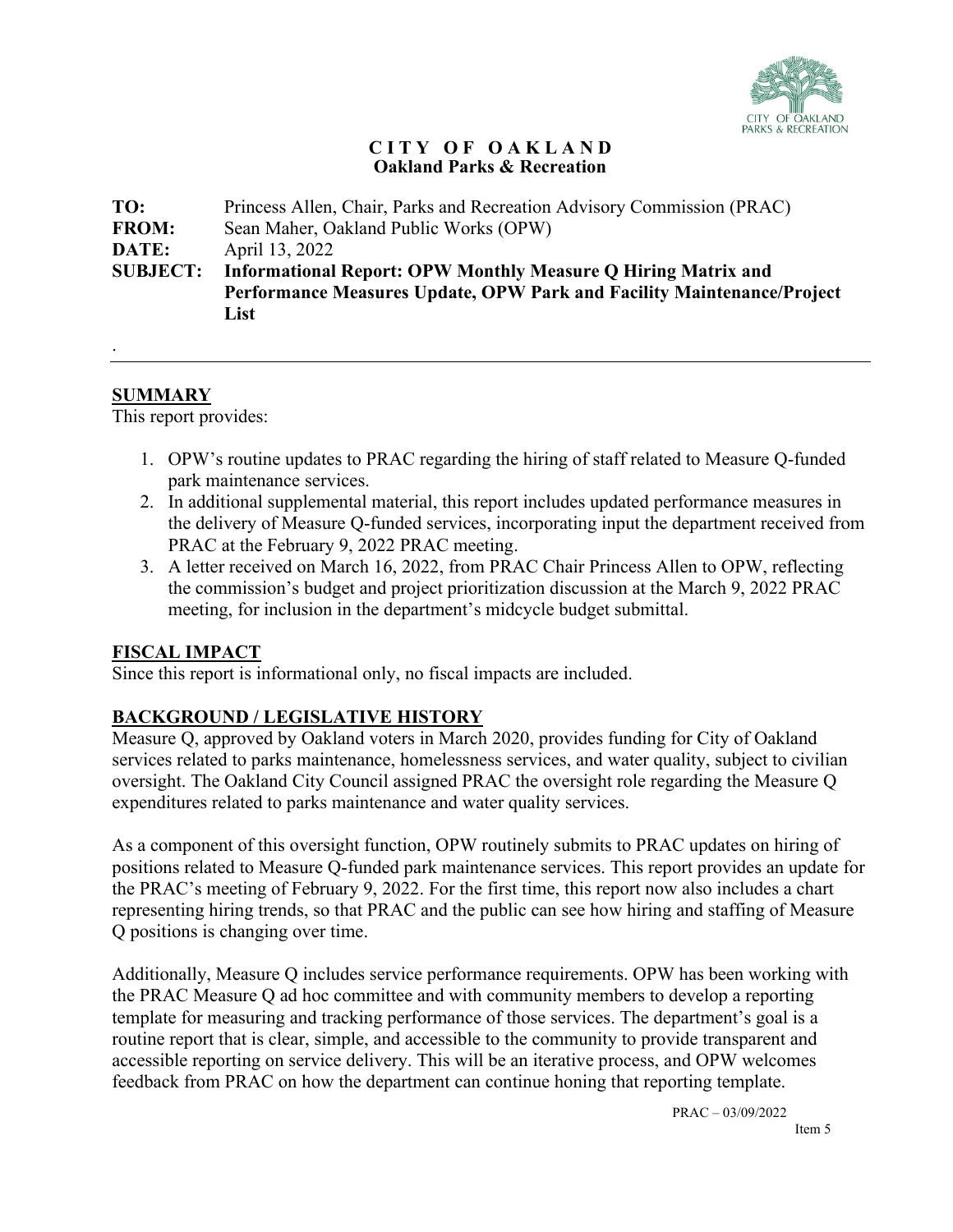**CITY OF OAKLAND**
**Oakland Parks & Recreation**

**TO:** Princess Allen, Chair, Parks and Recreation Advisory Commission (PRAC)
**FROM:** Sean Maher, Oakland Public Works (OPW)
**DATE:** April 13, 2022
**SUBJECT:** **Informational Report: OPW Monthly Measure Q Hiring Matrix and Performance Measures Update, OPW Park and Facility Maintenance/Project List**

.

---

## SUMMARY

This report provides:

1. OPW's routine updates to PRAC regarding the hiring of staff related to Measure Q-funded park maintenance services.
2. In additional supplemental material, this report includes updated performance measures in the delivery of Measure Q-funded services, incorporating input the department received from PRAC at the February 9, 2022 PRAC meeting.
3. A letter received on March 16, 2022, from PRAC Chair Princess Allen to OPW, reflecting the commission's budget and project prioritization discussion at the March 9, 2022 PRAC meeting, for inclusion in the department's midcycle budget submittal.

## FISCAL IMPACT

Since this report is informational only, no fiscal impacts are included.

## BACKGROUND / LEGISLATIVE HISTORY

Measure Q, approved by Oakland voters in March 2020, provides funding for City of Oakland services related to parks maintenance, homelessness services, and water quality, subject to civilian oversight. The Oakland City Council assigned PRAC the oversight role regarding the Measure Q expenditures related to parks maintenance and water quality services.

As a component of this oversight function, OPW routinely submits to PRAC updates on hiring of positions related to Measure Q-funded park maintenance services. This report provides an update for the PRAC's meeting of February 9, 2022. For the first time, this report now also includes a chart representing hiring trends, so that PRAC and the public can see how hiring and staffing of Measure Q positions is changing over time.

Additionally, Measure Q includes service performance requirements. OPW has been working with the PRAC Measure Q ad hoc committee and with community members to develop a reporting template for measuring and tracking performance of those services. The department's goal is a routine report that is clear, simple, and accessible to the community to provide transparent and accessible reporting on service delivery. This will be an iterative process, and OPW welcomes feedback from PRAC on how the department can continue honing that reporting template.

PRAC – 03/09/2022
Item 5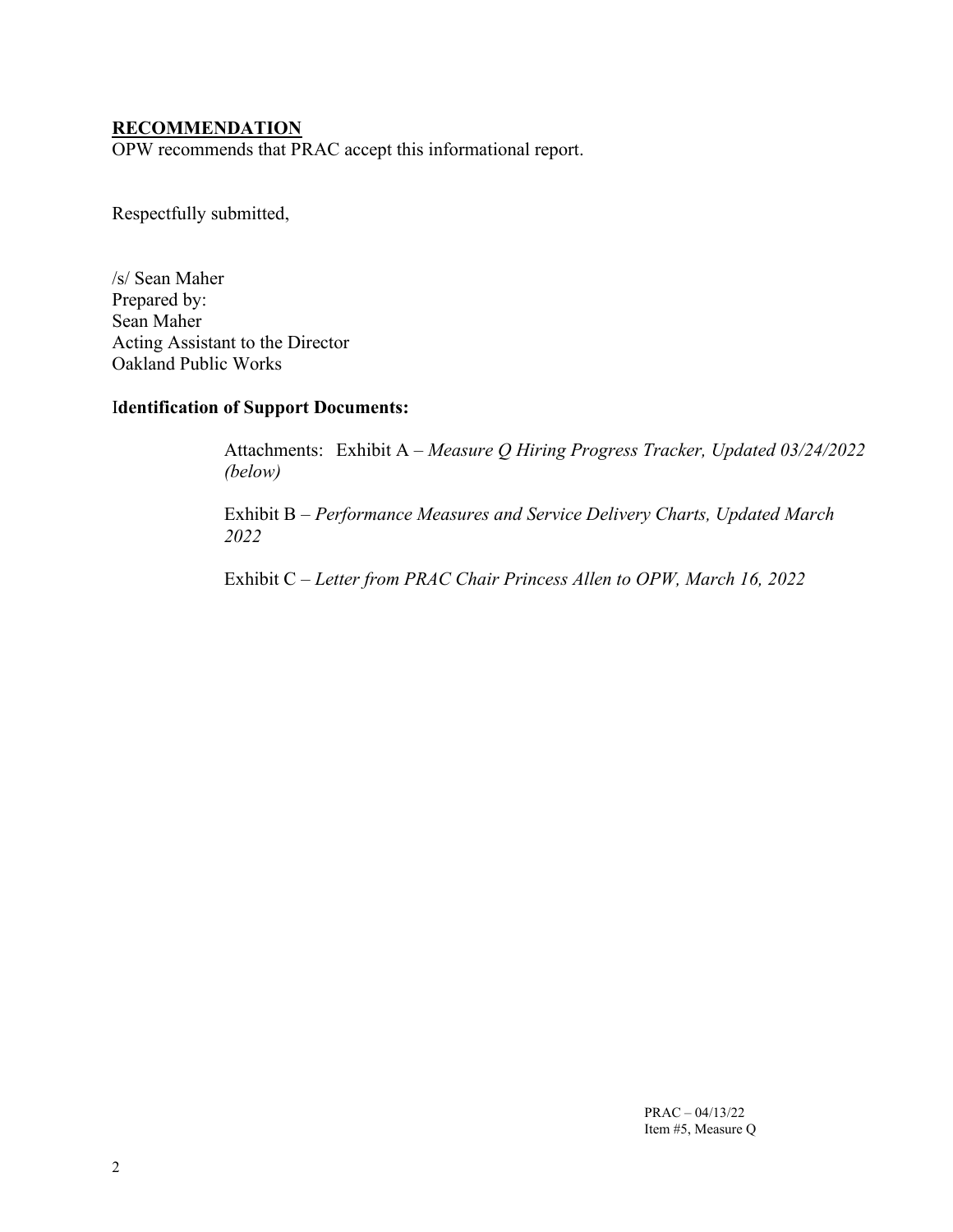## RECOMMENDATION

OPW recommends that PRAC accept this informational report.

Respectfully submitted,

/s/ Sean Maher  
Prepared by:  
Sean Maher  
Acting Assistant to the Director  
Oakland Public Works

**Identification of Support Documents:**

Attachments: Exhibit A – *Measure Q Hiring Progress Tracker, Updated 03/24/2022 (below)*

Exhibit B – *Performance Measures and Service Delivery Charts, Updated March 2022*

Exhibit C – *Letter from PRAC Chair Princess Allen to OPW, March 16, 2022*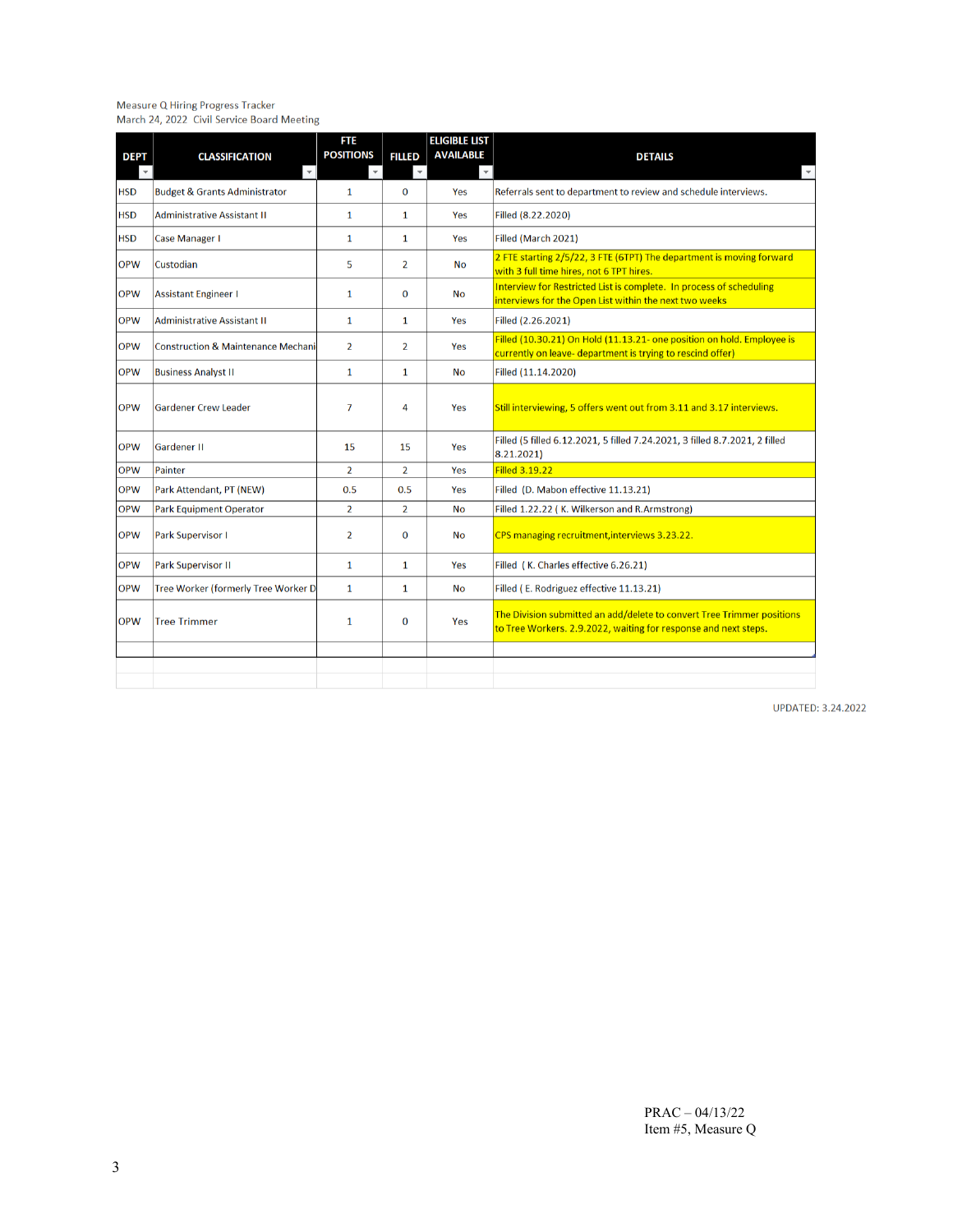Measure Q Hiring Progress Tracker
March 24, 2022 Civil Service Board Meeting

| DEPT | CLASSIFICATION | FTE POSITIONS | FILLED | ELIGIBLE LIST AVAILABLE | DETAILS |
|---|---|---|---|---|---|
| HSD | Budget & Grants Administrator | 1 | 0 | Yes | Referrals sent to department to review and schedule interviews. |
| HSD | Administrative Assistant II | 1 | 1 | Yes | Filled (8.22.2020) |
| HSD | Case Manager I | 1 | 1 | Yes | Filled (March 2021) |
| OPW | Custodian | 5 | 2 | No | 2 FTE starting 2/5/22, 3 FTE (6TPT) The department is moving forward with 3 full time hires, not 6 TPT hires. |
| OPW | Assistant Engineer I | 1 | 0 | No | Interview for Restricted List is complete. In process of scheduling interviews for the Open List within the next two weeks |
| OPW | Administrative Assistant II | 1 | 1 | Yes | Filled (2.26.2021) |
| OPW | Construction & Maintenance Mechani | 2 | 2 | Yes | Filled (10.30.21) On Hold (11.13.21- one position on hold. Employee is currently on leave- department is trying to rescind offer) |
| OPW | Business Analyst II | 1 | 1 | No | Filled (11.14.2020) |
| OPW | Gardener Crew Leader | 7 | 4 | Yes | Still interviewing, 5 offers went out from 3.11 and 3.17 interviews. |
| OPW | Gardener II | 15 | 15 | Yes | Filled (5 filled 6.12.2021, 5 filled 7.24.2021, 3 filled 8.7.2021, 2 filled 8.21.2021) |
| OPW | Painter | 2 | 2 | Yes | Filled 3.19.22 |
| OPW | Park Attendant, PT (NEW) | 0.5 | 0.5 | Yes | Filled (D. Mabon effective 11.13.21) |
| OPW | Park Equipment Operator | 2 | 2 | No | Filled 1.22.22 ( K. Wilkerson and R.Armstrong) |
| OPW | Park Supervisor I | 2 | 0 | No | CPS managing recruitment,interviews 3.23.22. |
| OPW | Park Supervisor II | 1 | 1 | Yes | Filled ( K. Charles effective 6.26.21) |
| OPW | Tree Worker (formerly Tree Worker D | 1 | 1 | No | Filled ( E. Rodriguez effective 11.13.21) |
| OPW | Tree Trimmer | 1 | 0 | Yes | The Division submitted an add/delete to convert Tree Trimmer positions to Tree Workers. 2.9.2022, waiting for response and next steps. |

UPDATED: 3.24.2022

PRAC – 04/13/22
Item #5, Measure Q